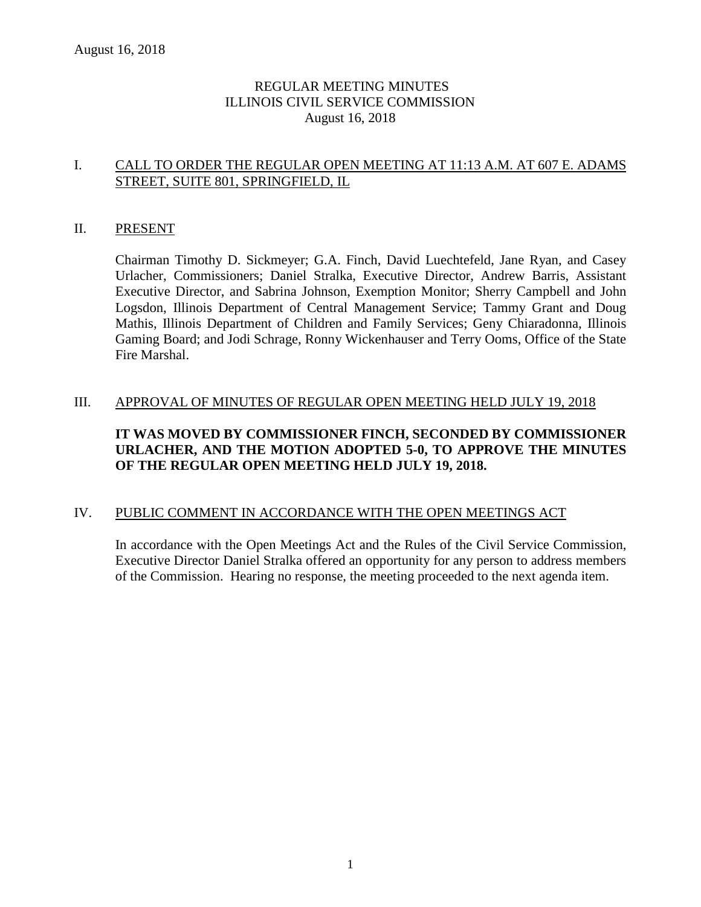# REGULAR MEETING MINUTES
# ILLINOIS CIVIL SERVICE COMMISSION
# August 16, 2018

## I. CALL TO ORDER THE REGULAR OPEN MEETING AT 11:13 A.M. AT 607 E. ADAMS STREET, SUITE 801, SPRINGFIELD, IL

## II. PRESENT

Chairman Timothy D. Sickmeyer; G.A. Finch, David Luechtefeld, Jane Ryan, and Casey Urlacher, Commissioners; Daniel Stralka, Executive Director, Andrew Barris, Assistant Executive Director, and Sabrina Johnson, Exemption Monitor; Sherry Campbell and John Logsdon, Illinois Department of Central Management Service; Tammy Grant and Doug Mathis, Illinois Department of Children and Family Services; Geny Chiaradonna, Illinois Gaming Board; and Jodi Schrage, Ronny Wickenhauser and Terry Ooms, Office of the State Fire Marshal.

## III. APPROVAL OF MINUTES OF REGULAR OPEN MEETING HELD JULY 19, 2018

**IT WAS MOVED BY COMMISSIONER FINCH, SECONDED BY COMMISSIONER URLACHER, AND THE MOTION ADOPTED 5-0, TO APPROVE THE MINUTES OF THE REGULAR OPEN MEETING HELD JULY 19, 2018.**

## IV. PUBLIC COMMENT IN ACCORDANCE WITH THE OPEN MEETINGS ACT

In accordance with the Open Meetings Act and the Rules of the Civil Service Commission, Executive Director Daniel Stralka offered an opportunity for any person to address members of the Commission. Hearing no response, the meeting proceeded to the next agenda item.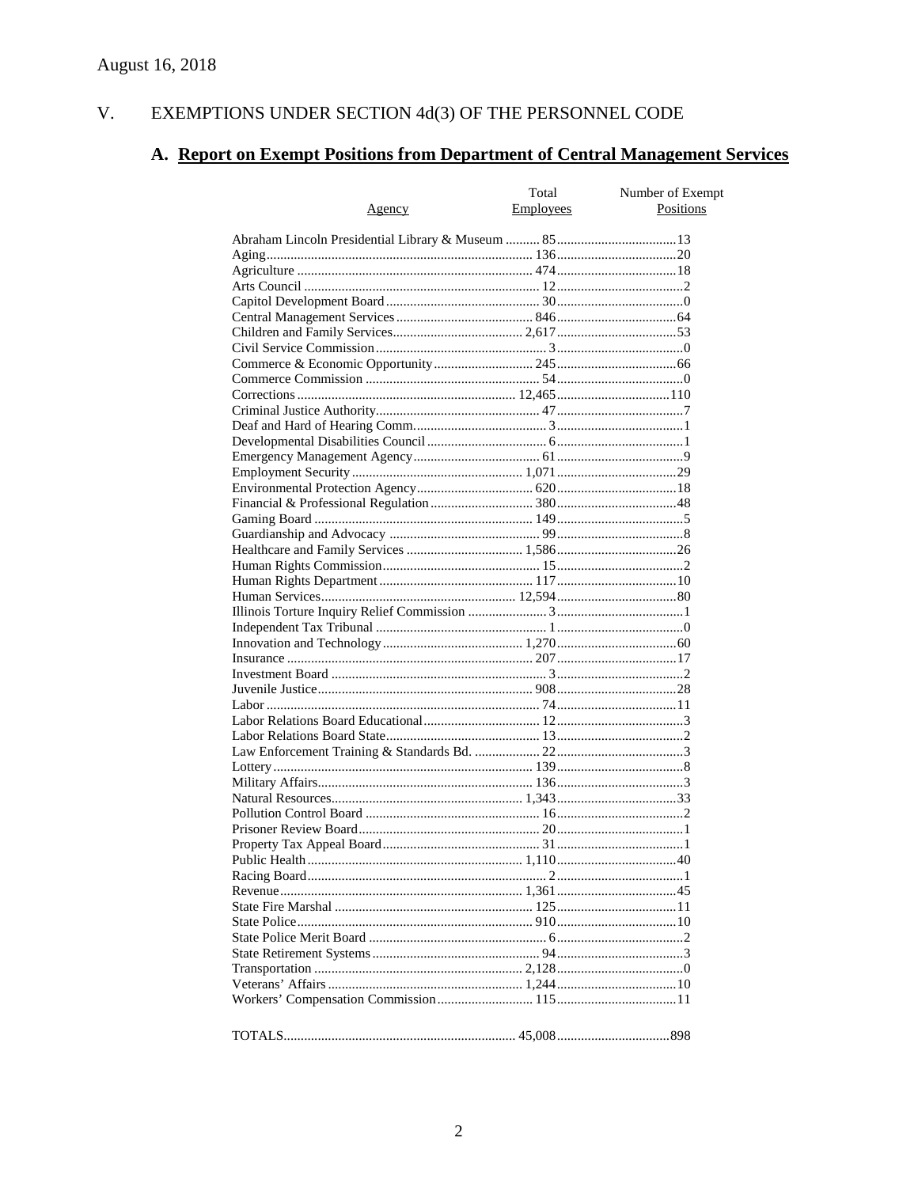August 16, 2018

## V. EXEMPTIONS UNDER SECTION 4d(3) OF THE PERSONNEL CODE

### A. Report on Exempt Positions from Department of Central Management Services

| Agency | Total Employees | Number of Exempt Positions |
|---|---|---|
| Abraham Lincoln Presidential Library & Museum | 85 | 13 |
| Aging | 136 | 20 |
| Agriculture | 474 | 18 |
| Arts Council | 12 | 2 |
| Capitol Development Board | 30 | 0 |
| Central Management Services | 846 | 64 |
| Children and Family Services | 2,617 | 53 |
| Civil Service Commission | 3 | 0 |
| Commerce & Economic Opportunity | 245 | 66 |
| Commerce Commission | 54 | 0 |
| Corrections | 12,465 | 110 |
| Criminal Justice Authority | 47 | 7 |
| Deaf and Hard of Hearing Comm. | 3 | 1 |
| Developmental Disabilities Council | 6 | 1 |
| Emergency Management Agency | 61 | 9 |
| Employment Security | 1,071 | 29 |
| Environmental Protection Agency | 620 | 18 |
| Financial & Professional Regulation | 380 | 48 |
| Gaming Board | 149 | 5 |
| Guardianship and Advocacy | 99 | 8 |
| Healthcare and Family Services | 1,586 | 26 |
| Human Rights Commission | 15 | 2 |
| Human Rights Department | 117 | 10 |
| Human Services | 12,594 | 80 |
| Illinois Torture Inquiry Relief Commission | 3 | 1 |
| Independent Tax Tribunal | 1 | 0 |
| Innovation and Technology | 1,270 | 60 |
| Insurance | 207 | 17 |
| Investment Board | 3 | 2 |
| Juvenile Justice | 908 | 28 |
| Labor | 74 | 11 |
| Labor Relations Board Educational | 12 | 3 |
| Labor Relations Board State | 13 | 2 |
| Law Enforcement Training & Standards Bd. | 22 | 3 |
| Lottery | 139 | 8 |
| Military Affairs | 136 | 3 |
| Natural Resources | 1,343 | 33 |
| Pollution Control Board | 16 | 2 |
| Prisoner Review Board | 20 | 1 |
| Property Tax Appeal Board | 31 | 1 |
| Public Health | 1,110 | 40 |
| Racing Board | 2 | 1 |
| Revenue | 1,361 | 45 |
| State Fire Marshal | 125 | 11 |
| State Police | 910 | 10 |
| State Police Merit Board | 6 | 2 |
| State Retirement Systems | 94 | 3 |
| Transportation | 2,128 | 0 |
| Veterans' Affairs | 1,244 | 10 |
| Workers' Compensation Commission | 115 | 11 |
| TOTALS | 45,008 | 898 |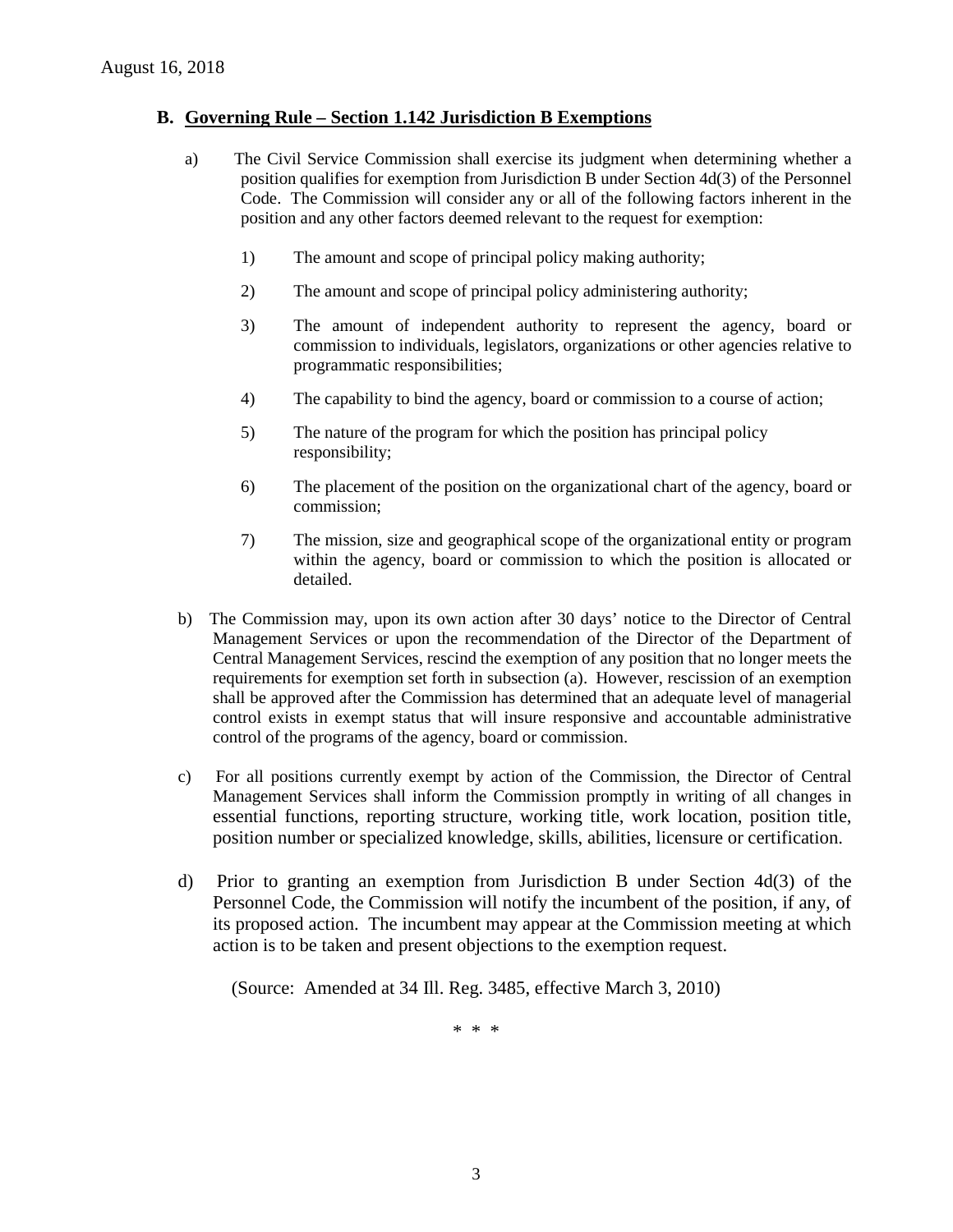## B. Governing Rule – Section 1.142 Jurisdiction B Exemptions

a) The Civil Service Commission shall exercise its judgment when determining whether a position qualifies for exemption from Jurisdiction B under Section 4d(3) of the Personnel Code. The Commission will consider any or all of the following factors inherent in the position and any other factors deemed relevant to the request for exemption:

1) The amount and scope of principal policy making authority;

2) The amount and scope of principal policy administering authority;

3) The amount of independent authority to represent the agency, board or commission to individuals, legislators, organizations or other agencies relative to programmatic responsibilities;

4) The capability to bind the agency, board or commission to a course of action;

5) The nature of the program for which the position has principal policy responsibility;

6) The placement of the position on the organizational chart of the agency, board or commission;

7) The mission, size and geographical scope of the organizational entity or program within the agency, board or commission to which the position is allocated or detailed.

b) The Commission may, upon its own action after 30 days' notice to the Director of Central Management Services or upon the recommendation of the Director of the Department of Central Management Services, rescind the exemption of any position that no longer meets the requirements for exemption set forth in subsection (a). However, rescission of an exemption shall be approved after the Commission has determined that an adequate level of managerial control exists in exempt status that will insure responsive and accountable administrative control of the programs of the agency, board or commission.

c) For all positions currently exempt by action of the Commission, the Director of Central Management Services shall inform the Commission promptly in writing of all changes in essential functions, reporting structure, working title, work location, position title, position number or specialized knowledge, skills, abilities, licensure or certification.

d) Prior to granting an exemption from Jurisdiction B under Section 4d(3) of the Personnel Code, the Commission will notify the incumbent of the position, if any, of its proposed action. The incumbent may appear at the Commission meeting at which action is to be taken and present objections to the exemption request.

(Source: Amended at 34 Ill. Reg. 3485, effective March 3, 2010)

\* \* \*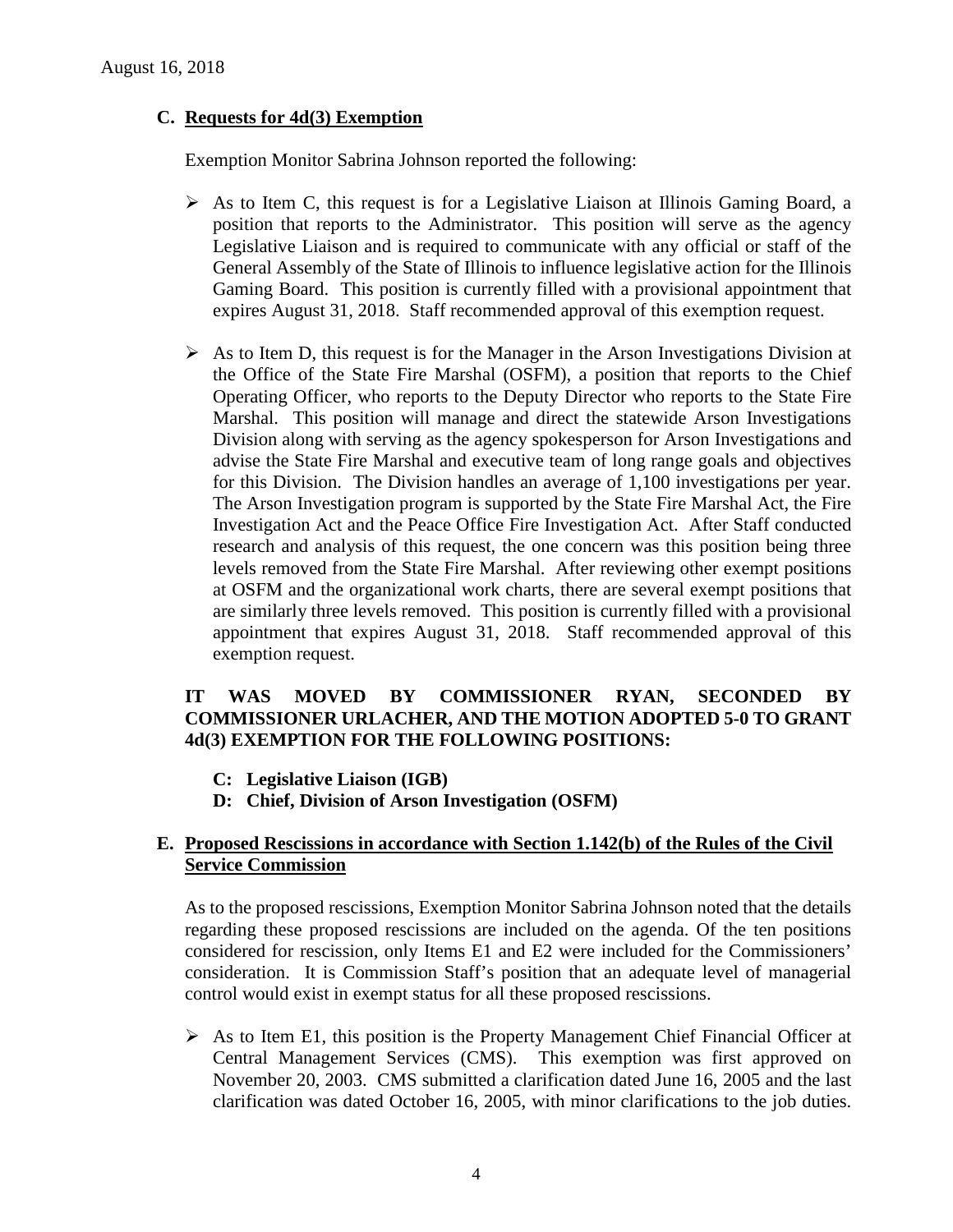## C. Requests for 4d(3) Exemption

Exemption Monitor Sabrina Johnson reported the following:

- As to Item C, this request is for a Legislative Liaison at Illinois Gaming Board, a position that reports to the Administrator. This position will serve as the agency Legislative Liaison and is required to communicate with any official or staff of the General Assembly of the State of Illinois to influence legislative action for the Illinois Gaming Board. This position is currently filled with a provisional appointment that expires August 31, 2018. Staff recommended approval of this exemption request.

- As to Item D, this request is for the Manager in the Arson Investigations Division at the Office of the State Fire Marshal (OSFM), a position that reports to the Chief Operating Officer, who reports to the Deputy Director who reports to the State Fire Marshal. This position will manage and direct the statewide Arson Investigations Division along with serving as the agency spokesperson for Arson Investigations and advise the State Fire Marshal and executive team of long range goals and objectives for this Division. The Division handles an average of 1,100 investigations per year. The Arson Investigation program is supported by the State Fire Marshal Act, the Fire Investigation Act and the Peace Office Fire Investigation Act. After Staff conducted research and analysis of this request, the one concern was this position being three levels removed from the State Fire Marshal. After reviewing other exempt positions at OSFM and the organizational work charts, there are several exempt positions that are similarly three levels removed. This position is currently filled with a provisional appointment that expires August 31, 2018. Staff recommended approval of this exemption request.

**IT WAS MOVED BY COMMISSIONER RYAN, SECONDED BY COMMISSIONER URLACHER, AND THE MOTION ADOPTED 5-0 TO GRANT 4d(3) EXEMPTION FOR THE FOLLOWING POSITIONS:**

- **C: Legislative Liaison (IGB)**
- **D: Chief, Division of Arson Investigation (OSFM)**

## E. Proposed Rescissions in accordance with Section 1.142(b) of the Rules of the Civil Service Commission

As to the proposed rescissions, Exemption Monitor Sabrina Johnson noted that the details regarding these proposed rescissions are included on the agenda. Of the ten positions considered for rescission, only Items E1 and E2 were included for the Commissioners' consideration. It is Commission Staff's position that an adequate level of managerial control would exist in exempt status for all these proposed rescissions.

- As to Item E1, this position is the Property Management Chief Financial Officer at Central Management Services (CMS). This exemption was first approved on November 20, 2003. CMS submitted a clarification dated June 16, 2005 and the last clarification was dated October 16, 2005, with minor clarifications to the job duties.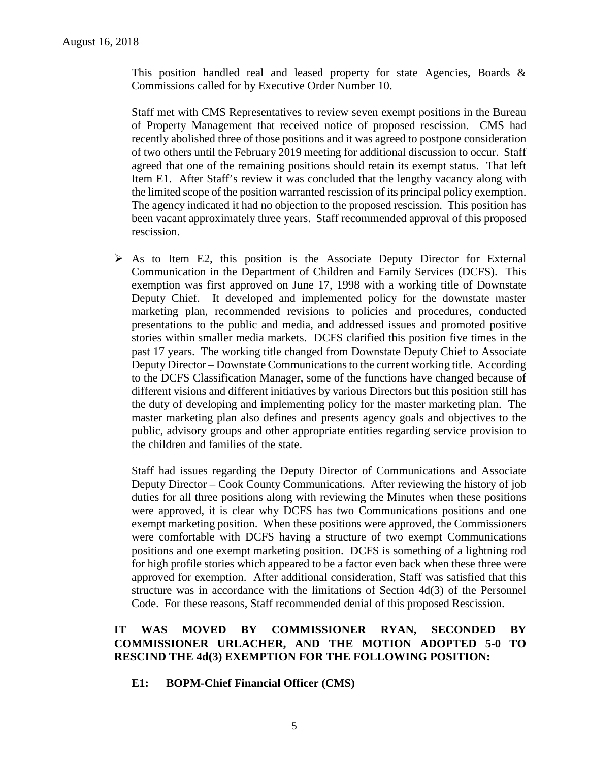This position handled real and leased property for state Agencies, Boards & Commissions called for by Executive Order Number 10.

Staff met with CMS Representatives to review seven exempt positions in the Bureau of Property Management that received notice of proposed rescission. CMS had recently abolished three of those positions and it was agreed to postpone consideration of two others until the February 2019 meeting for additional discussion to occur. Staff agreed that one of the remaining positions should retain its exempt status. That left Item E1. After Staff's review it was concluded that the lengthy vacancy along with the limited scope of the position warranted rescission of its principal policy exemption. The agency indicated it had no objection to the proposed rescission. This position has been vacant approximately three years. Staff recommended approval of this proposed rescission.

- As to Item E2, this position is the Associate Deputy Director for External Communication in the Department of Children and Family Services (DCFS). This exemption was first approved on June 17, 1998 with a working title of Downstate Deputy Chief. It developed and implemented policy for the downstate master marketing plan, recommended revisions to policies and procedures, conducted presentations to the public and media, and addressed issues and promoted positive stories within smaller media markets. DCFS clarified this position five times in the past 17 years. The working title changed from Downstate Deputy Chief to Associate Deputy Director – Downstate Communications to the current working title. According to the DCFS Classification Manager, some of the functions have changed because of different visions and different initiatives by various Directors but this position still has the duty of developing and implementing policy for the master marketing plan. The master marketing plan also defines and presents agency goals and objectives to the public, advisory groups and other appropriate entities regarding service provision to the children and families of the state.

  Staff had issues regarding the Deputy Director of Communications and Associate Deputy Director – Cook County Communications. After reviewing the history of job duties for all three positions along with reviewing the Minutes when these positions were approved, it is clear why DCFS has two Communications positions and one exempt marketing position. When these positions were approved, the Commissioners were comfortable with DCFS having a structure of two exempt Communications positions and one exempt marketing position. DCFS is something of a lightning rod for high profile stories which appeared to be a factor even back when these three were approved for exemption. After additional consideration, Staff was satisfied that this structure was in accordance with the limitations of Section 4d(3) of the Personnel Code. For these reasons, Staff recommended denial of this proposed Rescission.

**IT WAS MOVED BY COMMISSIONER RYAN, SECONDED BY COMMISSIONER URLACHER, AND THE MOTION ADOPTED 5-0 TO RESCIND THE 4d(3) EXEMPTION FOR THE FOLLOWING POSITION:**

**E1: BOPM-Chief Financial Officer (CMS)**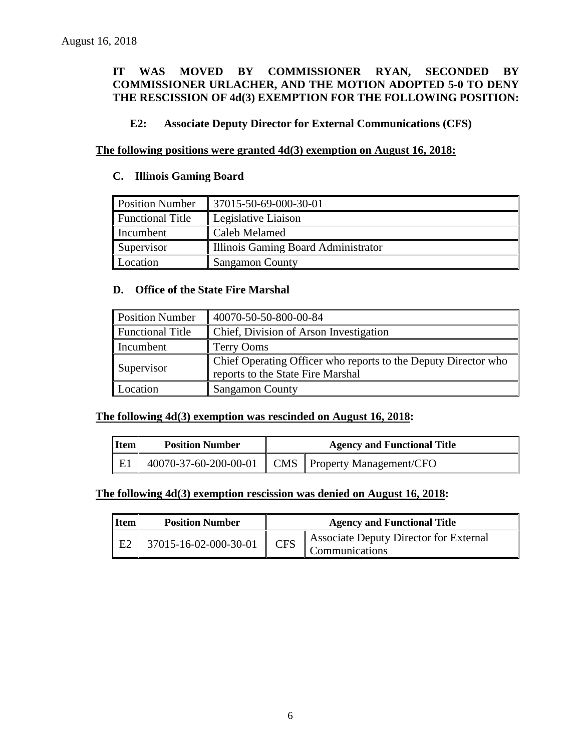August 16, 2018

**IT WAS MOVED BY COMMISSIONER RYAN, SECONDED BY COMMISSIONER URLACHER, AND THE MOTION ADOPTED 5-0 TO DENY THE RESCISSION OF 4d(3) EXEMPTION FOR THE FOLLOWING POSITION:**

**E2: Associate Deputy Director for External Communications (CFS)**

**<u>The following positions were granted 4d(3) exemption on August 16, 2018:</u>**

### C. Illinois Gaming Board

| Position Number | 37015-50-69-000-30-01 |
|---|---|
| Functional Title | Legislative Liaison |
| Incumbent | Caleb Melamed |
| Supervisor | Illinois Gaming Board Administrator |
| Location | Sangamon County |

### D. Office of the State Fire Marshal

| Position Number | 40070-50-50-800-00-84 |
|---|---|
| Functional Title | Chief, Division of Arson Investigation |
| Incumbent | Terry Ooms |
| Supervisor | Chief Operating Officer who reports to the Deputy Director who reports to the State Fire Marshal |
| Location | Sangamon County |

**<u>The following 4d(3) exemption was rescinded on August 16, 2018:</u>**

| Item | Position Number | Agency and Functional Title | |
|---|---|---|---|
| E1 | 40070-37-60-200-00-01 | CMS | Property Management/CFO |

**<u>The following 4d(3) exemption rescission was denied on August 16, 2018:</u>**

| Item | Position Number | Agency and Functional Title | |
|---|---|---|---|
| E2 | 37015-16-02-000-30-01 | CFS | Associate Deputy Director for External Communications |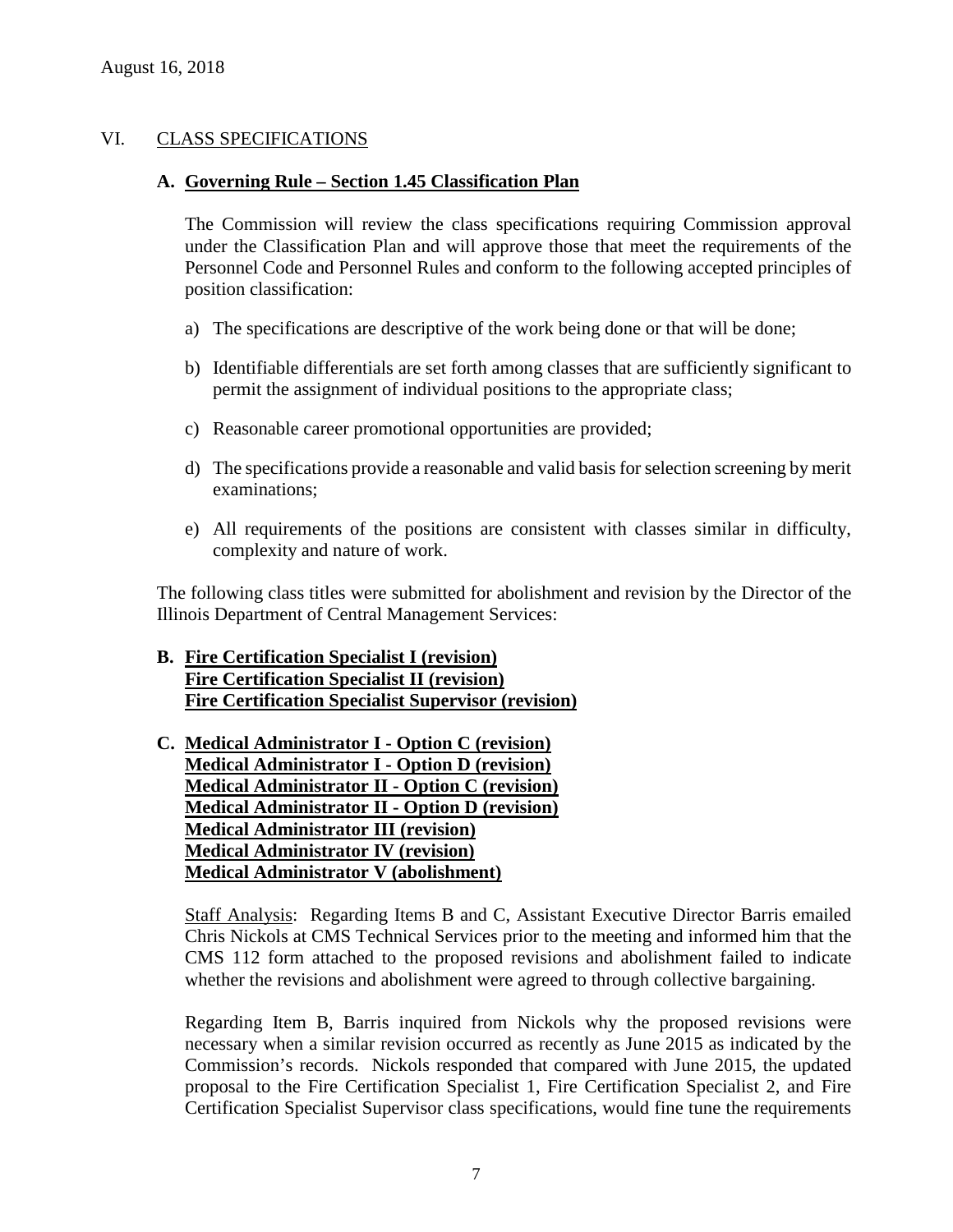August 16, 2018

## VI. CLASS SPECIFICATIONS

### A. Governing Rule – Section 1.45 Classification Plan

The Commission will review the class specifications requiring Commission approval under the Classification Plan and will approve those that meet the requirements of the Personnel Code and Personnel Rules and conform to the following accepted principles of position classification:

a) The specifications are descriptive of the work being done or that will be done;

b) Identifiable differentials are set forth among classes that are sufficiently significant to permit the assignment of individual positions to the appropriate class;

c) Reasonable career promotional opportunities are provided;

d) The specifications provide a reasonable and valid basis for selection screening by merit examinations;

e) All requirements of the positions are consistent with classes similar in difficulty, complexity and nature of work.

The following class titles were submitted for abolishment and revision by the Director of the Illinois Department of Central Management Services:

### B. Fire Certification Specialist I (revision)
**Fire Certification Specialist II (revision)**
**Fire Certification Specialist Supervisor (revision)**

### C. Medical Administrator I - Option C (revision)
**Medical Administrator I - Option D (revision)**
**Medical Administrator II - Option C (revision)**
**Medical Administrator II - Option D (revision)**
**Medical Administrator III (revision)**
**Medical Administrator IV (revision)**
**Medical Administrator V (abolishment)**

Staff Analysis: Regarding Items B and C, Assistant Executive Director Barris emailed Chris Nickols at CMS Technical Services prior to the meeting and informed him that the CMS 112 form attached to the proposed revisions and abolishment failed to indicate whether the revisions and abolishment were agreed to through collective bargaining.

Regarding Item B, Barris inquired from Nickols why the proposed revisions were necessary when a similar revision occurred as recently as June 2015 as indicated by the Commission's records. Nickols responded that compared with June 2015, the updated proposal to the Fire Certification Specialist 1, Fire Certification Specialist 2, and Fire Certification Specialist Supervisor class specifications, would fine tune the requirements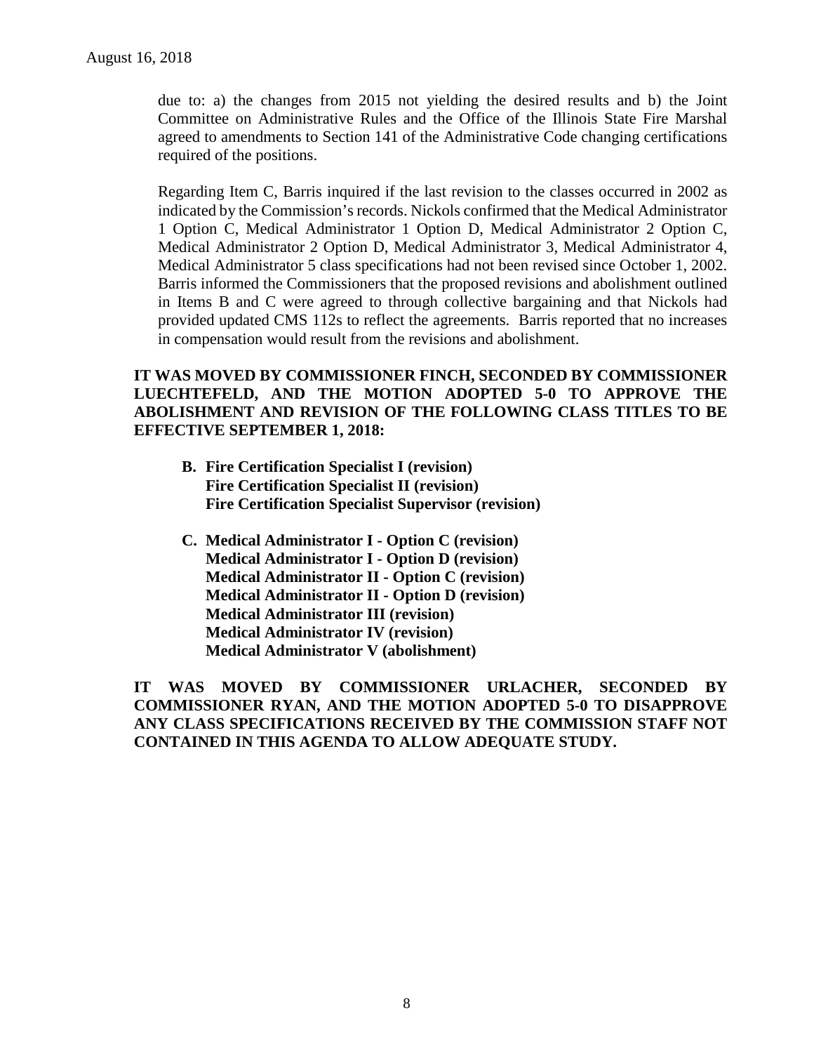due to: a) the changes from 2015 not yielding the desired results and b) the Joint Committee on Administrative Rules and the Office of the Illinois State Fire Marshal agreed to amendments to Section 141 of the Administrative Code changing certifications required of the positions.

Regarding Item C, Barris inquired if the last revision to the classes occurred in 2002 as indicated by the Commission's records. Nickols confirmed that the Medical Administrator 1 Option C, Medical Administrator 1 Option D, Medical Administrator 2 Option C, Medical Administrator 2 Option D, Medical Administrator 3, Medical Administrator 4, Medical Administrator 5 class specifications had not been revised since October 1, 2002. Barris informed the Commissioners that the proposed revisions and abolishment outlined in Items B and C were agreed to through collective bargaining and that Nickols had provided updated CMS 112s to reflect the agreements. Barris reported that no increases in compensation would result from the revisions and abolishment.

**IT WAS MOVED BY COMMISSIONER FINCH, SECONDED BY COMMISSIONER LUECHTEFELD, AND THE MOTION ADOPTED 5-0 TO APPROVE THE ABOLISHMENT AND REVISION OF THE FOLLOWING CLASS TITLES TO BE EFFECTIVE SEPTEMBER 1, 2018:**

**B. Fire Certification Specialist I (revision)**
**Fire Certification Specialist II (revision)**
**Fire Certification Specialist Supervisor (revision)**

**C. Medical Administrator I - Option C (revision)**
**Medical Administrator I - Option D (revision)**
**Medical Administrator II - Option C (revision)**
**Medical Administrator II - Option D (revision)**
**Medical Administrator III (revision)**
**Medical Administrator IV (revision)**
**Medical Administrator V (abolishment)**

**IT WAS MOVED BY COMMISSIONER URLACHER, SECONDED BY COMMISSIONER RYAN, AND THE MOTION ADOPTED 5-0 TO DISAPPROVE ANY CLASS SPECIFICATIONS RECEIVED BY THE COMMISSION STAFF NOT CONTAINED IN THIS AGENDA TO ALLOW ADEQUATE STUDY.**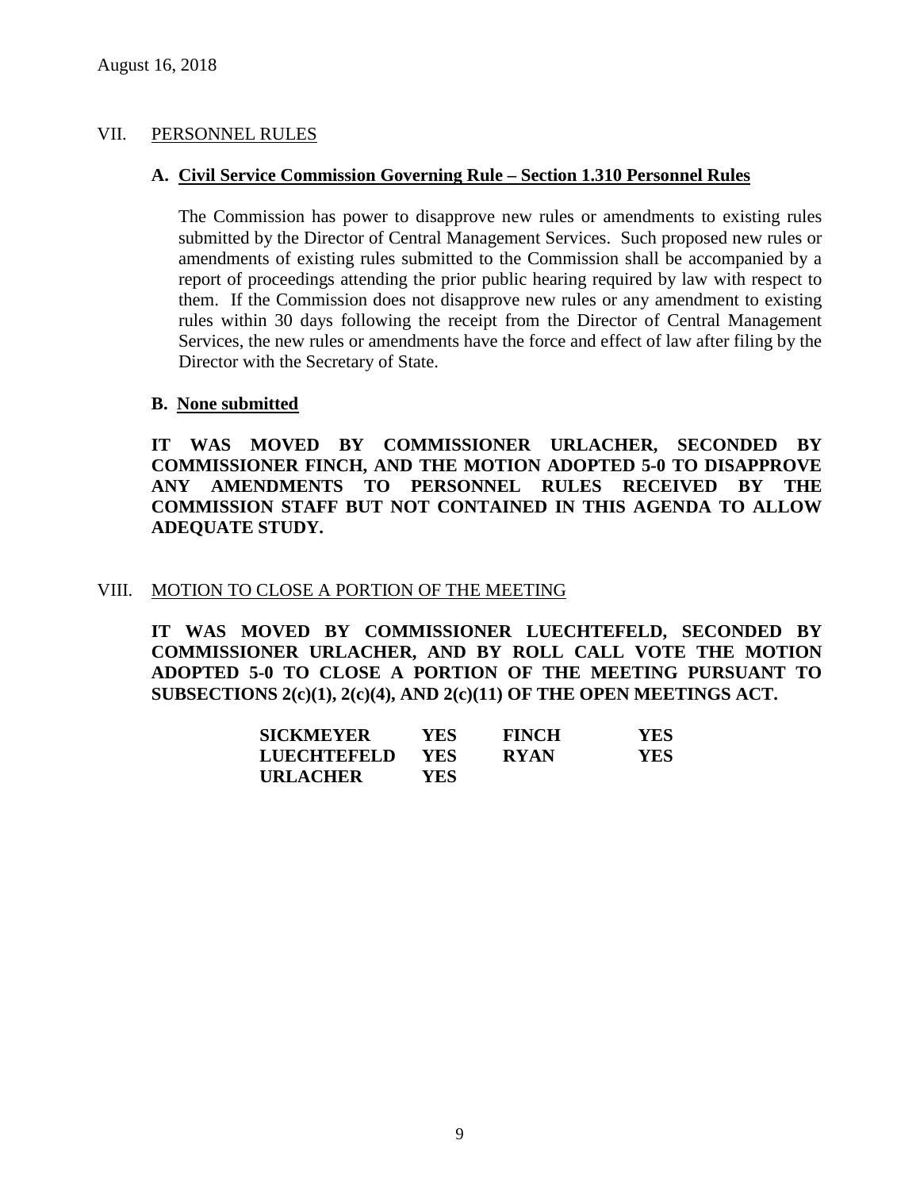August 16, 2018

## VII. PERSONNEL RULES

### A. Civil Service Commission Governing Rule – Section 1.310 Personnel Rules

The Commission has power to disapprove new rules or amendments to existing rules submitted by the Director of Central Management Services. Such proposed new rules or amendments of existing rules submitted to the Commission shall be accompanied by a report of proceedings attending the prior public hearing required by law with respect to them. If the Commission does not disapprove new rules or any amendment to existing rules within 30 days following the receipt from the Director of Central Management Services, the new rules or amendments have the force and effect of law after filing by the Director with the Secretary of State.

### B. None submitted

**IT WAS MOVED BY COMMISSIONER URLACHER, SECONDED BY COMMISSIONER FINCH, AND THE MOTION ADOPTED 5-0 TO DISAPPROVE ANY AMENDMENTS TO PERSONNEL RULES RECEIVED BY THE COMMISSION STAFF BUT NOT CONTAINED IN THIS AGENDA TO ALLOW ADEQUATE STUDY.**

## VIII. MOTION TO CLOSE A PORTION OF THE MEETING

**IT WAS MOVED BY COMMISSIONER LUECHTEFELD, SECONDED BY COMMISSIONER URLACHER, AND BY ROLL CALL VOTE THE MOTION ADOPTED 5-0 TO CLOSE A PORTION OF THE MEETING PURSUANT TO SUBSECTIONS 2(c)(1), 2(c)(4), AND 2(c)(11) OF THE OPEN MEETINGS ACT.**

| | | | |
|---|---|---|---|
| **SICKMEYER** | **YES** | **FINCH** | **YES** |
| **LUECHTEFELD** | **YES** | **RYAN** | **YES** |
| **URLACHER** | **YES** | | |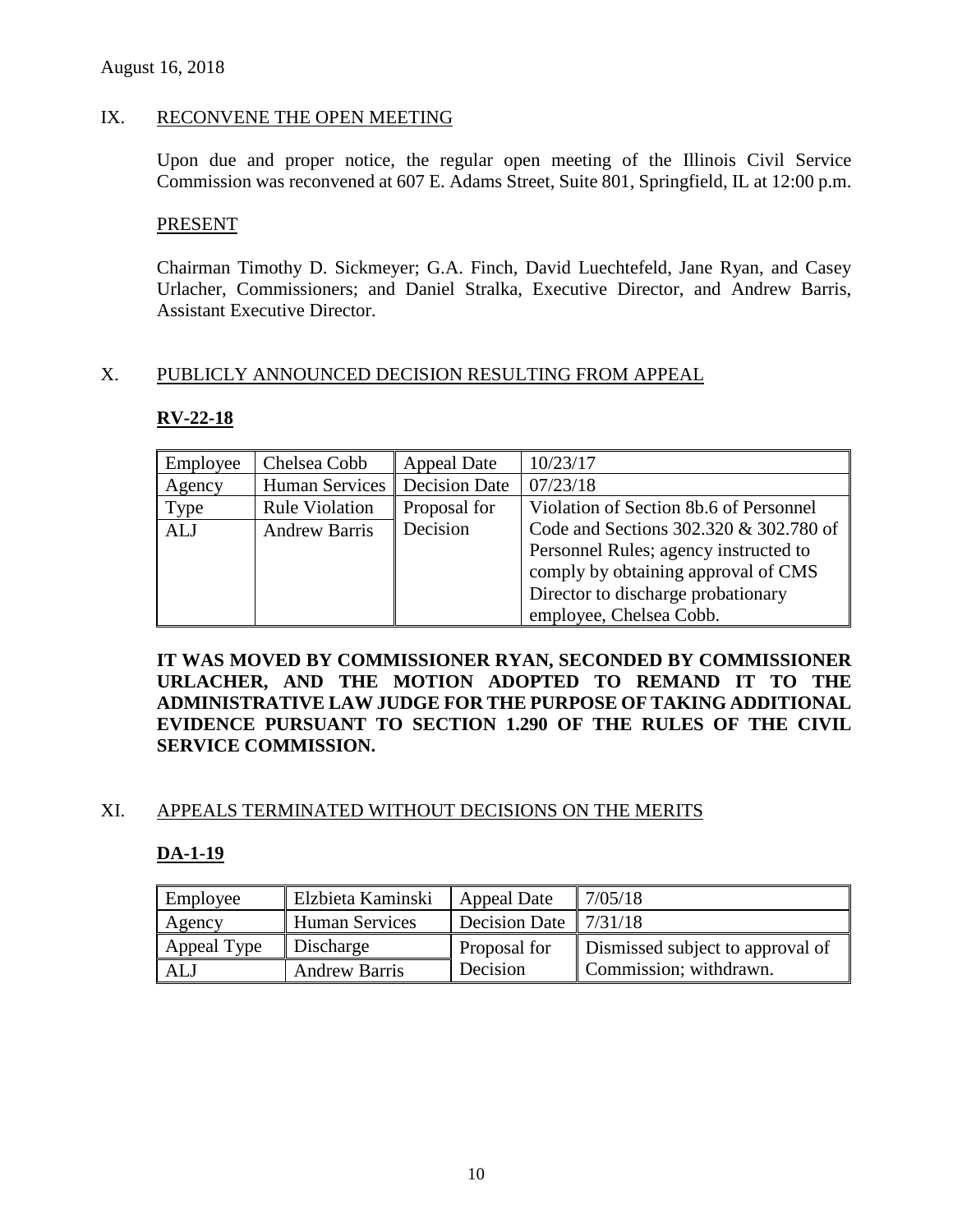August 16, 2018

## IX. RECONVENE THE OPEN MEETING

Upon due and proper notice, the regular open meeting of the Illinois Civil Service Commission was reconvened at 607 E. Adams Street, Suite 801, Springfield, IL at 12:00 p.m.

PRESENT

Chairman Timothy D. Sickmeyer; G.A. Finch, David Luechtefeld, Jane Ryan, and Casey Urlacher, Commissioners; and Daniel Stralka, Executive Director, and Andrew Barris, Assistant Executive Director.

## X. PUBLICLY ANNOUNCED DECISION RESULTING FROM APPEAL

**RV-22-18**

| Employee | Chelsea Cobb | Appeal Date | 10/23/17 |
|---|---|---|---|
| Agency | Human Services | Decision Date | 07/23/18 |
| Type | Rule Violation | Proposal for Decision | Violation of Section 8b.6 of Personnel Code and Sections 302.320 & 302.780 of Personnel Rules; agency instructed to comply by obtaining approval of CMS Director to discharge probationary employee, Chelsea Cobb. |
| ALJ | Andrew Barris | | |

**IT WAS MOVED BY COMMISSIONER RYAN, SECONDED BY COMMISSIONER URLACHER, AND THE MOTION ADOPTED TO REMAND IT TO THE ADMINISTRATIVE LAW JUDGE FOR THE PURPOSE OF TAKING ADDITIONAL EVIDENCE PURSUANT TO SECTION 1.290 OF THE RULES OF THE CIVIL SERVICE COMMISSION.**

## XI. APPEALS TERMINATED WITHOUT DECISIONS ON THE MERITS

**DA-1-19**

| Employee | Elzbieta Kaminski | Appeal Date | 7/05/18 |
|---|---|---|---|
| Agency | Human Services | Decision Date | 7/31/18 |
| Appeal Type | Discharge | Proposal for Decision | Dismissed subject to approval of Commission; withdrawn. |
| ALJ | Andrew Barris | | |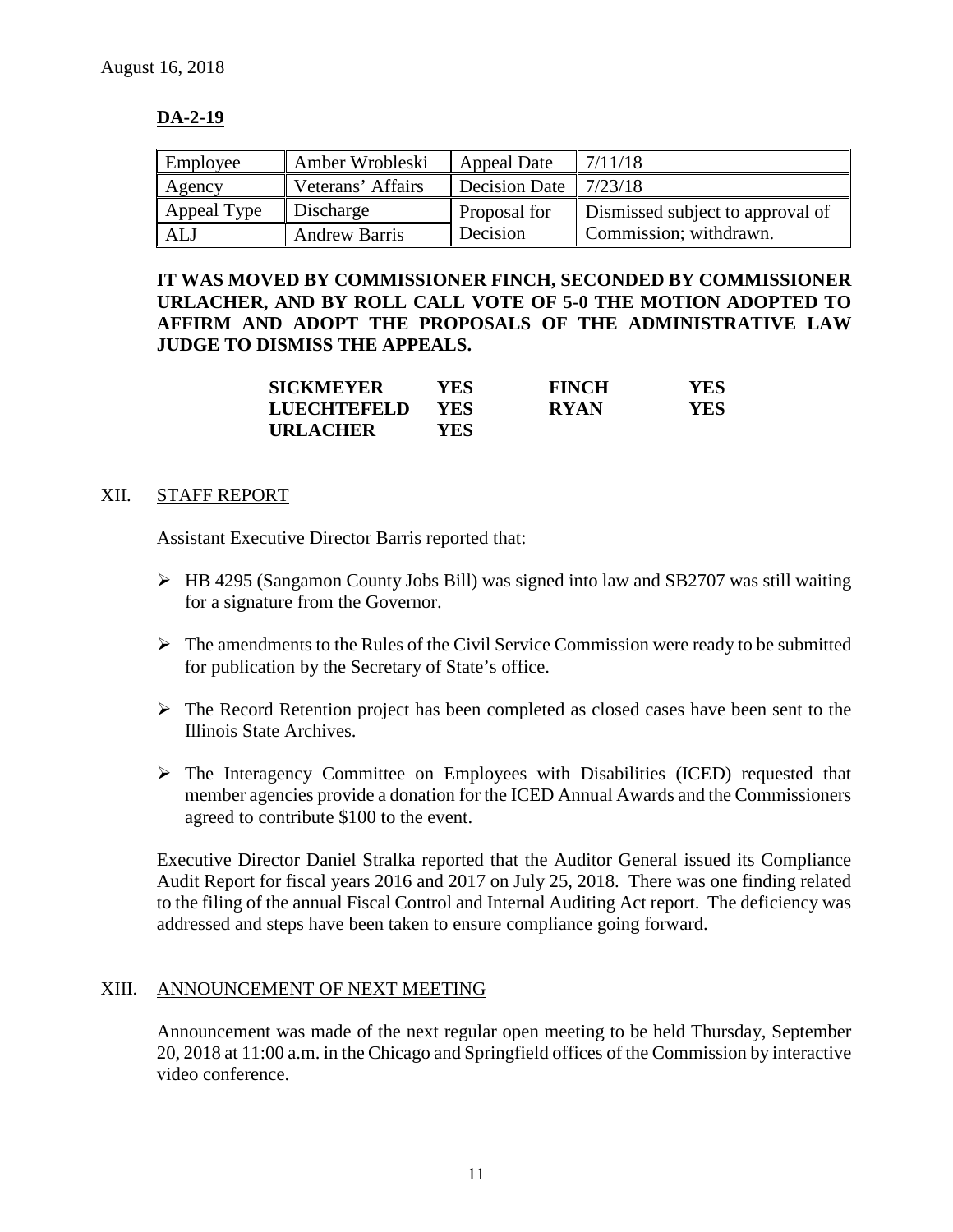August 16, 2018

**DA-2-19**

| Employee | Amber Wrobleski | Appeal Date | 7/11/18 |
|---|---|---|---|
| Agency | Veterans' Affairs | Decision Date | 7/23/18 |
| Appeal Type | Discharge | Proposal for Decision | Dismissed subject to approval of Commission; withdrawn. |
| ALJ | Andrew Barris | | |

**IT WAS MOVED BY COMMISSIONER FINCH, SECONDED BY COMMISSIONER URLACHER, AND BY ROLL CALL VOTE OF 5-0 THE MOTION ADOPTED TO AFFIRM AND ADOPT THE PROPOSALS OF THE ADMINISTRATIVE LAW JUDGE TO DISMISS THE APPEALS.**

| | | | |
|---|---|---|---|
| **SICKMEYER** | **YES** | **FINCH** | **YES** |
| **LUECHTEFELD** | **YES** | **RYAN** | **YES** |
| **URLACHER** | **YES** | | |

## XII. STAFF REPORT

Assistant Executive Director Barris reported that:

- HB 4295 (Sangamon County Jobs Bill) was signed into law and SB2707 was still waiting for a signature from the Governor.
- The amendments to the Rules of the Civil Service Commission were ready to be submitted for publication by the Secretary of State's office.
- The Record Retention project has been completed as closed cases have been sent to the Illinois State Archives.
- The Interagency Committee on Employees with Disabilities (ICED) requested that member agencies provide a donation for the ICED Annual Awards and the Commissioners agreed to contribute $100 to the event.

Executive Director Daniel Stralka reported that the Auditor General issued its Compliance Audit Report for fiscal years 2016 and 2017 on July 25, 2018. There was one finding related to the filing of the annual Fiscal Control and Internal Auditing Act report. The deficiency was addressed and steps have been taken to ensure compliance going forward.

## XIII. ANNOUNCEMENT OF NEXT MEETING

Announcement was made of the next regular open meeting to be held Thursday, September 20, 2018 at 11:00 a.m. in the Chicago and Springfield offices of the Commission by interactive video conference.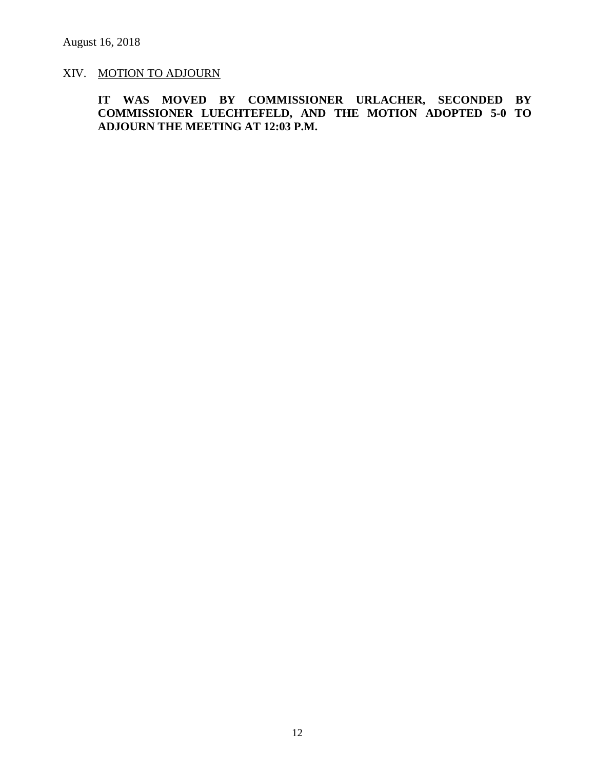August 16, 2018

## XIV. MOTION TO ADJOURN

**IT WAS MOVED BY COMMISSIONER URLACHER, SECONDED BY COMMISSIONER LUECHTEFELD, AND THE MOTION ADOPTED 5-0 TO ADJOURN THE MEETING AT 12:03 P.M.**